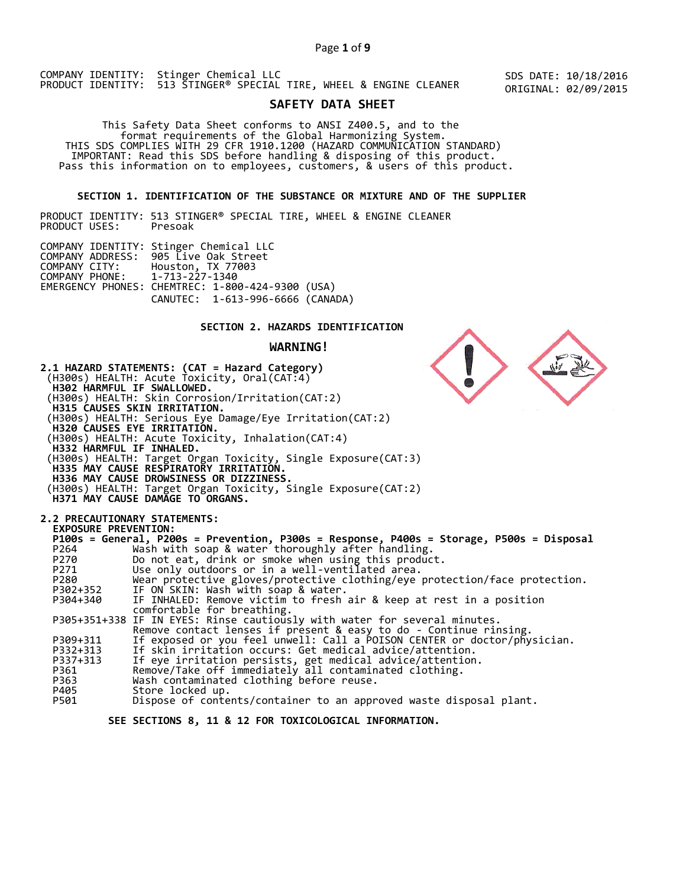COMPANY IDENTITY: Stinger Chemical LLC
PRODUCT IDENTITY: 513 STINGER® SPECIAL TIRE, WHEEL & ENGINE CLEANER

SDS DATE: 10/18/2016
ORIGINAL: 02/09/2015

# SAFETY DATA SHEET

This Safety Data Sheet conforms to ANSI Z400.5, and to the format requirements of the Global Harmonizing System.
THIS SDS COMPLIES WITH 29 CFR 1910.1200 (HAZARD COMMUNICATION STANDARD)
IMPORTANT: Read this SDS before handling & disposing of this product.
Pass this information on to employees, customers, & users of this product.

## SECTION 1. IDENTIFICATION OF THE SUBSTANCE OR MIXTURE AND OF THE SUPPLIER

PRODUCT IDENTITY: 513 STINGER® SPECIAL TIRE, WHEEL & ENGINE CLEANER
PRODUCT USES: Presoak

COMPANY IDENTITY: Stinger Chemical LLC
COMPANY ADDRESS: 905 Live Oak Street
COMPANY CITY: Houston, TX 77003
COMPANY PHONE: 1-713-227-1340
EMERGENCY PHONES: CHEMTREC: 1-800-424-9300 (USA)
CANUTEC: 1-613-996-6666 (CANADA)

## SECTION 2. HAZARDS IDENTIFICATION

**WARNING!**

**2.1 HAZARD STATEMENTS: (CAT = Hazard Category)**

(H300s) HEALTH: Acute Toxicity, Oral(CAT:4)
**H302 HARMFUL IF SWALLOWED.**
(H300s) HEALTH: Skin Corrosion/Irritation(CAT:2)
**H315 CAUSES SKIN IRRITATION.**
(H300s) HEALTH: Serious Eye Damage/Eye Irritation(CAT:2)
**H320 CAUSES EYE IRRITATION.**
(H300s) HEALTH: Acute Toxicity, Inhalation(CAT:4)
**H332 HARMFUL IF INHALED.**
(H300s) HEALTH: Target Organ Toxicity, Single Exposure(CAT:3)
**H335 MAY CAUSE RESPIRATORY IRRITATION.**
**H336 MAY CAUSE DROWSINESS OR DIZZINESS.**
(H300s) HEALTH: Target Organ Toxicity, Single Exposure(CAT:2)
**H371 MAY CAUSE DAMAGE TO ORGANS.**

**2.2 PRECAUTIONARY STATEMENTS:**

**EXPOSURE PREVENTION:**

**P100s = General, P200s = Prevention, P300s = Response, P400s = Storage, P500s = Disposal**

| Code | Statement |
|---|---|
| P264 | Wash with soap & water thoroughly after handling. |
| P270 | Do not eat, drink or smoke when using this product. |
| P271 | Use only outdoors or in a well-ventilated area. |
| P280 | Wear protective gloves/protective clothing/eye protection/face protection. |
| P302+352 | IF ON SKIN: Wash with soap & water. |
| P304+340 | IF INHALED: Remove victim to fresh air & keep at rest in a position comfortable for breathing. |
| P305+351+338 | IF IN EYES: Rinse cautiously with water for several minutes. Remove contact lenses if present & easy to do - Continue rinsing. |
| P309+311 | If exposed or you feel unwell: Call a POISON CENTER or doctor/physician. |
| P332+313 | If skin irritation occurs: Get medical advice/attention. |
| P337+313 | If eye irritation persists, get medical advice/attention. |
| P361 | Remove/Take off immediately all contaminated clothing. |
| P363 | Wash contaminated clothing before reuse. |
| P405 | Store locked up. |
| P501 | Dispose of contents/container to an approved waste disposal plant. |

**SEE SECTIONS 8, 11 & 12 FOR TOXICOLOGICAL INFORMATION.**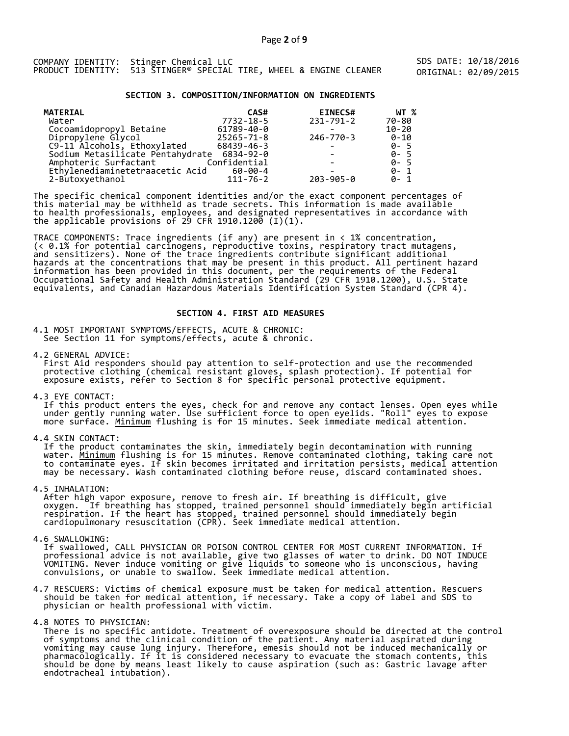COMPANY IDENTITY: Stinger Chemical LLC
PRODUCT IDENTITY: 513 STINGER® SPECIAL TIRE, WHEEL & ENGINE CLEANER

SDS DATE: 10/18/2016
ORIGINAL: 02/09/2015

## SECTION 3. COMPOSITION/INFORMATION ON INGREDIENTS

| MATERIAL | CAS# | EINECS# | WT % |
|---|---|---|---|
| Water | 7732-18-5 | 231-791-2 | 70-80 |
| Cocoamidopropyl Betaine | 61789-40-0 | - | 10-20 |
| Dipropylene Glycol | 25265-71-8 | 246-770-3 | 0-10 |
| C9-11 Alcohols, Ethoxylated | 68439-46-3 | - | 0- 5 |
| Sodium Metasilicate Pentahydrate | 6834-92-0 | - | 0- 5 |
| Amphoteric Surfactant | Confidential | - | 0- 5 |
| Ethylenediaminetetraacetic Acid | 60-00-4 | - | 0- 1 |
| 2-Butoxyethanol | 111-76-2 | 203-905-0 | 0- 1 |

The specific chemical component identities and/or the exact component percentages of this material may be withheld as trade secrets. This information is made available to health professionals, employees, and designated representatives in accordance with the applicable provisions of 29 CFR 1910.1200 (I)(1).

TRACE COMPONENTS: Trace ingredients (if any) are present in < 1% concentration, (< 0.1% for potential carcinogens, reproductive toxins, respiratory tract mutagens, and sensitizers). None of the trace ingredients contribute significant additional hazards at the concentrations that may be present in this product. All pertinent hazard information has been provided in this document, per the requirements of the Federal Occupational Safety and Health Administration Standard (29 CFR 1910.1200), U.S. State equivalents, and Canadian Hazardous Materials Identification System Standard (CPR 4).

## SECTION 4. FIRST AID MEASURES

4.1 MOST IMPORTANT SYMPTOMS/EFFECTS, ACUTE & CHRONIC:
See Section 11 for symptoms/effects, acute & chronic.

4.2 GENERAL ADVICE:
First Aid responders should pay attention to self-protection and use the recommended protective clothing (chemical resistant gloves, splash protection). If potential for exposure exists, refer to Section 8 for specific personal protective equipment.

4.3 EYE CONTACT:
If this product enters the eyes, check for and remove any contact lenses. Open eyes while under gently running water. Use sufficient force to open eyelids. "Roll" eyes to expose more surface. Minimum flushing is for 15 minutes. Seek immediate medical attention.

4.4 SKIN CONTACT:
If the product contaminates the skin, immediately begin decontamination with running water. Minimum flushing is for 15 minutes. Remove contaminated clothing, taking care not to contaminate eyes. If skin becomes irritated and irritation persists, medical attention may be necessary. Wash contaminated clothing before reuse, discard contaminated shoes.

4.5 INHALATION:
After high vapor exposure, remove to fresh air. If breathing is difficult, give oxygen. If breathing has stopped, trained personnel should immediately begin artificial respiration. If the heart has stopped, trained personnel should immediately begin cardiopulmonary resuscitation (CPR). Seek immediate medical attention.

4.6 SWALLOWING:
If swallowed, CALL PHYSICIAN OR POISON CONTROL CENTER FOR MOST CURRENT INFORMATION. If professional advice is not available, give two glasses of water to drink. DO NOT INDUCE VOMITING. Never induce vomiting or give liquids to someone who is unconscious, having convulsions, or unable to swallow. Seek immediate medical attention.

4.7 RESCUERS: Victims of chemical exposure must be taken for medical attention. Rescuers should be taken for medical attention, if necessary. Take a copy of label and SDS to physician or health professional with victim.

4.8 NOTES TO PHYSICIAN:
There is no specific antidote. Treatment of overexposure should be directed at the control of symptoms and the clinical condition of the patient. Any material aspirated during vomiting may cause lung injury. Therefore, emesis should not be induced mechanically or pharmacologically. If it is considered necessary to evacuate the stomach contents, this should be done by means least likely to cause aspiration (such as: Gastric lavage after endotracheal intubation).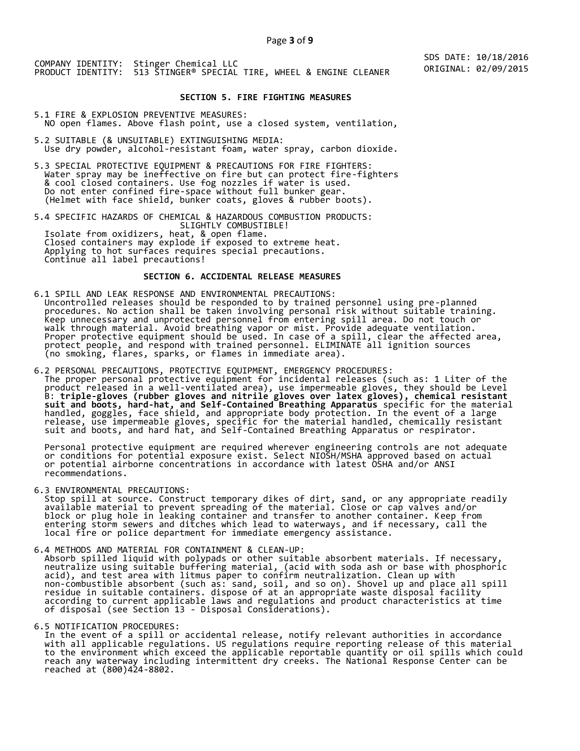COMPANY IDENTITY: Stinger Chemical LLC
PRODUCT IDENTITY: 513 STINGER® SPECIAL TIRE, WHEEL & ENGINE CLEANER

SDS DATE: 10/18/2016
ORIGINAL: 02/09/2015

## SECTION 5. FIRE FIGHTING MEASURES

5.1 FIRE & EXPLOSION PREVENTIVE MEASURES:
NO open flames. Above flash point, use a closed system, ventilation,

5.2 SUITABLE (& UNSUITABLE) EXTINGUISHING MEDIA:
Use dry powder, alcohol-resistant foam, water spray, carbon dioxide.

5.3 SPECIAL PROTECTIVE EQUIPMENT & PRECAUTIONS FOR FIRE FIGHTERS:
Water spray may be ineffective on fire but can protect fire-fighters & cool closed containers. Use fog nozzles if water is used. Do not enter confined fire-space without full bunker gear. (Helmet with face shield, bunker coats, gloves & rubber boots).

5.4 SPECIFIC HAZARDS OF CHEMICAL & HAZARDOUS COMBUSTION PRODUCTS:
SLIGHTLY COMBUSTIBLE!
Isolate from oxidizers, heat, & open flame.
Closed containers may explode if exposed to extreme heat.
Applying to hot surfaces requires special precautions.
Continue all label precautions!

## SECTION 6. ACCIDENTAL RELEASE MEASURES

6.1 SPILL AND LEAK RESPONSE AND ENVIRONMENTAL PRECAUTIONS:
Uncontrolled releases should be responded to by trained personnel using pre-planned procedures. No action shall be taken involving personal risk without suitable training. Keep unnecessary and unprotected personnel from entering spill area. Do not touch or walk through material. Avoid breathing vapor or mist. Provide adequate ventilation. Proper protective equipment should be used. In case of a spill, clear the affected area, protect people, and respond with trained personnel. ELIMINATE all ignition sources (no smoking, flares, sparks, or flames in immediate area).

6.2 PERSONAL PRECAUTIONS, PROTECTIVE EQUIPMENT, EMERGENCY PROCEDURES:
The proper personal protective equipment for incidental releases (such as: 1 Liter of the product released in a well-ventilated area), use impermeable gloves, they should be Level B: **triple-gloves (rubber gloves and nitrile gloves over latex gloves), chemical resistant suit and boots, hard-hat, and Self-Contained Breathing Apparatus** specific for the material handled, goggles, face shield, and appropriate body protection. In the event of a large release, use impermeable gloves, specific for the material handled, chemically resistant suit and boots, and hard hat, and Self-Contained Breathing Apparatus or respirator.

Personal protective equipment are required wherever engineering controls are not adequate or conditions for potential exposure exist. Select NIOSH/MSHA approved based on actual or potential airborne concentrations in accordance with latest OSHA and/or ANSI recommendations.

6.3 ENVIRONMENTAL PRECAUTIONS:
Stop spill at source. Construct temporary dikes of dirt, sand, or any appropriate readily available material to prevent spreading of the material. Close or cap valves and/or block or plug hole in leaking container and transfer to another container. Keep from entering storm sewers and ditches which lead to waterways, and if necessary, call the local fire or police department for immediate emergency assistance.

6.4 METHODS AND MATERIAL FOR CONTAINMENT & CLEAN-UP:
Absorb spilled liquid with polypads or other suitable absorbent materials. If necessary, neutralize using suitable buffering material, (acid with soda ash or base with phosphoric acid), and test area with litmus paper to confirm neutralization. Clean up with non-combustible absorbent (such as: sand, soil, and so on). Shovel up and place all spill residue in suitable containers. dispose of at an appropriate waste disposal facility according to current applicable laws and regulations and product characteristics at time of disposal (see Section 13 - Disposal Considerations).

6.5 NOTIFICATION PROCEDURES:
In the event of a spill or accidental release, notify relevant authorities in accordance with all applicable regulations. US regulations require reporting release of this material to the environment which exceed the applicable reportable quantity or oil spills which could reach any waterway including intermittent dry creeks. The National Response Center can be reached at (800)424-8802.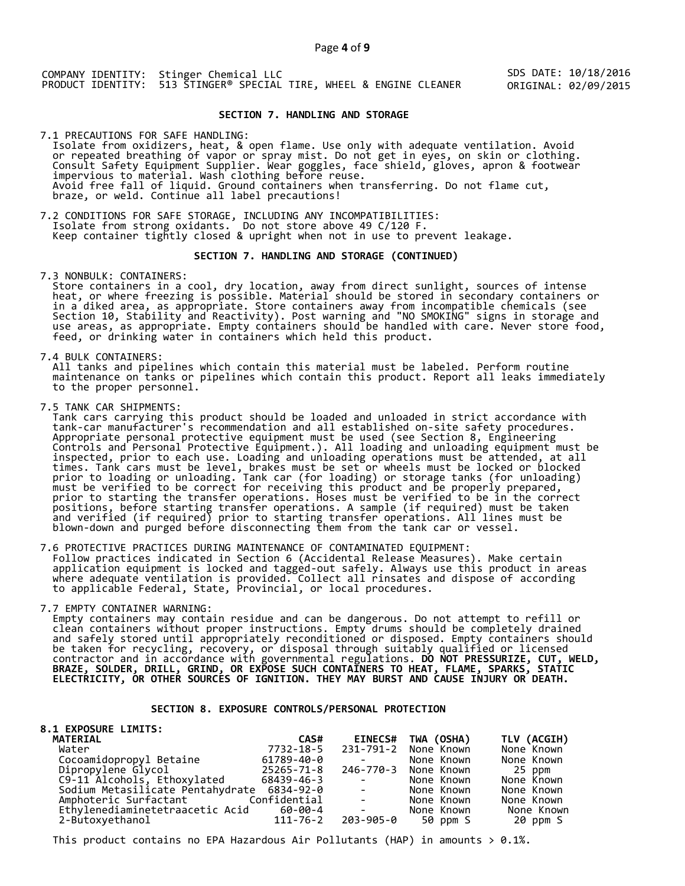COMPANY IDENTITY: Stinger Chemical LLC
PRODUCT IDENTITY: 513 STINGER® SPECIAL TIRE, WHEEL & ENGINE CLEANER

SDS DATE: 10/18/2016
ORIGINAL: 02/09/2015

## SECTION 7. HANDLING AND STORAGE

7.1 PRECAUTIONS FOR SAFE HANDLING:
Isolate from oxidizers, heat, & open flame. Use only with adequate ventilation. Avoid or repeated breathing of vapor or spray mist. Do not get in eyes, on skin or clothing. Consult Safety Equipment Supplier. Wear goggles, face shield, gloves, apron & footwear impervious to material. Wash clothing before reuse.
Avoid free fall of liquid. Ground containers when transferring. Do not flame cut, braze, or weld. Continue all label precautions!

7.2 CONDITIONS FOR SAFE STORAGE, INCLUDING ANY INCOMPATIBILITIES:
Isolate from strong oxidants. Do not store above 49 C/120 F.
Keep container tightly closed & upright when not in use to prevent leakage.

## SECTION 7. HANDLING AND STORAGE (CONTINUED)

7.3 NONBULK: CONTAINERS:
Store containers in a cool, dry location, away from direct sunlight, sources of intense heat, or where freezing is possible. Material should be stored in secondary containers or in a diked area, as appropriate. Store containers away from incompatible chemicals (see Section 10, Stability and Reactivity). Post warning and "NO SMOKING" signs in storage and use areas, as appropriate. Empty containers should be handled with care. Never store food, feed, or drinking water in containers which held this product.

7.4 BULK CONTAINERS:
All tanks and pipelines which contain this material must be labeled. Perform routine maintenance on tanks or pipelines which contain this product. Report all leaks immediately to the proper personnel.

7.5 TANK CAR SHIPMENTS:
Tank cars carrying this product should be loaded and unloaded in strict accordance with tank-car manufacturer's recommendation and all established on-site safety procedures. Appropriate personal protective equipment must be used (see Section 8, Engineering Controls and Personal Protective Equipment.). All loading and unloading equipment must be inspected, prior to each use. Loading and unloading operations must be attended, at all times. Tank cars must be level, brakes must be set or wheels must be locked or blocked prior to loading or unloading. Tank car (for loading) or storage tanks (for unloading) must be verified to be correct for receiving this product and be properly prepared, prior to starting the transfer operations. Hoses must be verified to be in the correct positions, before starting transfer operations. A sample (if required) must be taken and verified (if required) prior to starting transfer operations. All lines must be blown-down and purged before disconnecting them from the tank car or vessel.

7.6 PROTECTIVE PRACTICES DURING MAINTENANCE OF CONTAMINATED EQUIPMENT:
Follow practices indicated in Section 6 (Accidental Release Measures). Make certain application equipment is locked and tagged-out safely. Always use this product in areas where adequate ventilation is provided. Collect all rinsates and dispose of according to applicable Federal, State, Provincial, or local procedures.

7.7 EMPTY CONTAINER WARNING:
Empty containers may contain residue and can be dangerous. Do not attempt to refill or clean containers without proper instructions. Empty drums should be completely drained and safely stored until appropriately reconditioned or disposed. Empty containers should be taken for recycling, recovery, or disposal through suitably qualified or licensed contractor and in accordance with governmental regulations. **DO NOT PRESSURIZE, CUT, WELD, BRAZE, SOLDER, DRILL, GRIND, OR EXPOSE SUCH CONTAINERS TO HEAT, FLAME, SPARKS, STATIC ELECTRICITY, OR OTHER SOURCES OF IGNITION. THEY MAY BURST AND CAUSE INJURY OR DEATH.**

## SECTION 8. EXPOSURE CONTROLS/PERSONAL PROTECTION

**8.1 EXPOSURE LIMITS:**

| MATERIAL | CAS# | EINECS# | TWA (OSHA) | TLV (ACGIH) |
|---|---|---|---|---|
| Water | 7732-18-5 | 231-791-2 | None Known | None Known |
| Cocoamidopropyl Betaine | 61789-40-0 | - | None Known | None Known |
| Dipropylene Glycol | 25265-71-8 | 246-770-3 | None Known | 25 ppm |
| C9-11 Alcohols, Ethoxylated | 68439-46-3 | - | None Known | None Known |
| Sodium Metasilicate Pentahydrate | 6834-92-0 | - | None Known | None Known |
| Amphoteric Surfactant | Confidential | - | None Known | None Known |
| Ethylenediaminetetraacetic Acid | 60-00-4 | - | None Known | None Known |
| 2-Butoxyethanol | 111-76-2 | 203-905-0 | 50 ppm S | 20 ppm S |

This product contains no EPA Hazardous Air Pollutants (HAP) in amounts > 0.1%.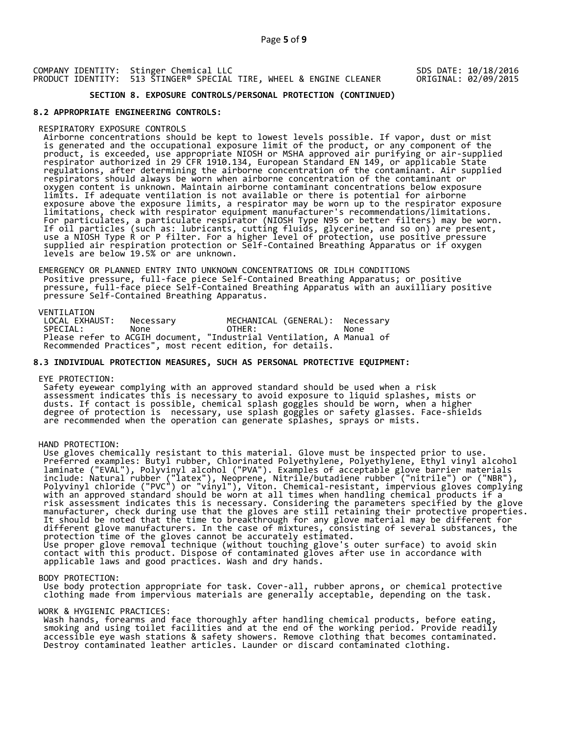COMPANY IDENTITY: Stinger Chemical LLC
PRODUCT IDENTITY: 513 STINGER® SPECIAL TIRE, WHEEL & ENGINE CLEANER

SDS DATE: 10/18/2016
ORIGINAL: 02/09/2015

## SECTION 8. EXPOSURE CONTROLS/PERSONAL PROTECTION (CONTINUED)

### 8.2 APPROPRIATE ENGINEERING CONTROLS:

RESPIRATORY EXPOSURE CONTROLS

Airborne concentrations should be kept to lowest levels possible. If vapor, dust or mist is generated and the occupational exposure limit of the product, or any component of the product, is exceeded, use appropriate NIOSH or MSHA approved air purifying or air-supplied respirator authorized in 29 CFR 1910.134, European Standard EN 149, or applicable State regulations, after determining the airborne concentration of the contaminant. Air supplied respirators should always be worn when airborne concentration of the contaminant or oxygen content is unknown. Maintain airborne contaminant concentrations below exposure limits. If adequate ventilation is not available or there is potential for airborne exposure above the exposure limits, a respirator may be worn up to the respirator exposure limitations, check with respirator equipment manufacturer's recommendations/limitations. For particulates, a particulate respirator (NIOSH Type N95 or better filters) may be worn. If oil particles (such as: lubricants, cutting fluids, glycerine, and so on) are present, use a NIOSH Type R or P filter. For a higher level of protection, use positive pressure supplied air respiration protection or Self-Contained Breathing Apparatus or if oxygen levels are below 19.5% or are unknown.

EMERGENCY OR PLANNED ENTRY INTO UNKNOWN CONCENTRATIONS OR IDLH CONDITIONS

Positive pressure, full-face piece Self-Contained Breathing Apparatus; or positive pressure, full-face piece Self-Contained Breathing Apparatus with an auxilliary positive pressure Self-Contained Breathing Apparatus.

VENTILATION

| | | | |
|---|---|---|---|
| LOCAL EXHAUST: | Necessary | MECHANICAL (GENERAL): | Necessary |
| SPECIAL: | None | OTHER: | None |

Please refer to ACGIH document, "Industrial Ventilation, A Manual of Recommended Practices", most recent edition, for details.

### 8.3 INDIVIDUAL PROTECTION MEASURES, SUCH AS PERSONAL PROTECTIVE EQUIPMENT:

EYE PROTECTION:

Safety eyewear complying with an approved standard should be used when a risk assessment indicates this is necessary to avoid exposure to liquid splashes, mists or dusts. If contact is possible, chemical splash goggles should be worn, when a higher degree of protection is necessary, use splash goggles or safety glasses. Face-shields are recommended when the operation can generate splashes, sprays or mists.

HAND PROTECTION:

Use gloves chemically resistant to this material. Glove must be inspected prior to use. Preferred examples: Butyl rubber, Chlorinated Polyethylene, Polyethylene, Ethyl vinyl alcohol laminate ("EVAL"), Polyvinyl alcohol ("PVA"). Examples of acceptable glove barrier materials include: Natural rubber ("latex"), Neoprene, Nitrile/butadiene rubber ("nitrile") or ("NBR"), Polyvinyl chloride ("PVC") or "vinyl"), Viton. Chemical-resistant, impervious gloves complying with an approved standard should be worn at all times when handling chemical products if a risk assessment indicates this is necessary. Considering the parameters specified by the glove manufacturer, check during use that the gloves are still retaining their protective properties. It should be noted that the time to breakthrough for any glove material may be different for different glove manufacturers. In the case of mixtures, consisting of several substances, the protection time of the gloves cannot be accurately estimated.
Use proper glove removal technique (without touching glove's outer surface) to avoid skin contact with this product. Dispose of contaminated gloves after use in accordance with applicable laws and good practices. Wash and dry hands.

BODY PROTECTION:

Use body protection appropriate for task. Cover-all, rubber aprons, or chemical protective clothing made from impervious materials are generally acceptable, depending on the task.

WORK & HYGIENIC PRACTICES:

Wash hands, forearms and face thoroughly after handling chemical products, before eating, smoking and using toilet facilities and at the end of the working period. Provide readily accessible eye wash stations & safety showers. Remove clothing that becomes contaminated. Destroy contaminated leather articles. Launder or discard contaminated clothing.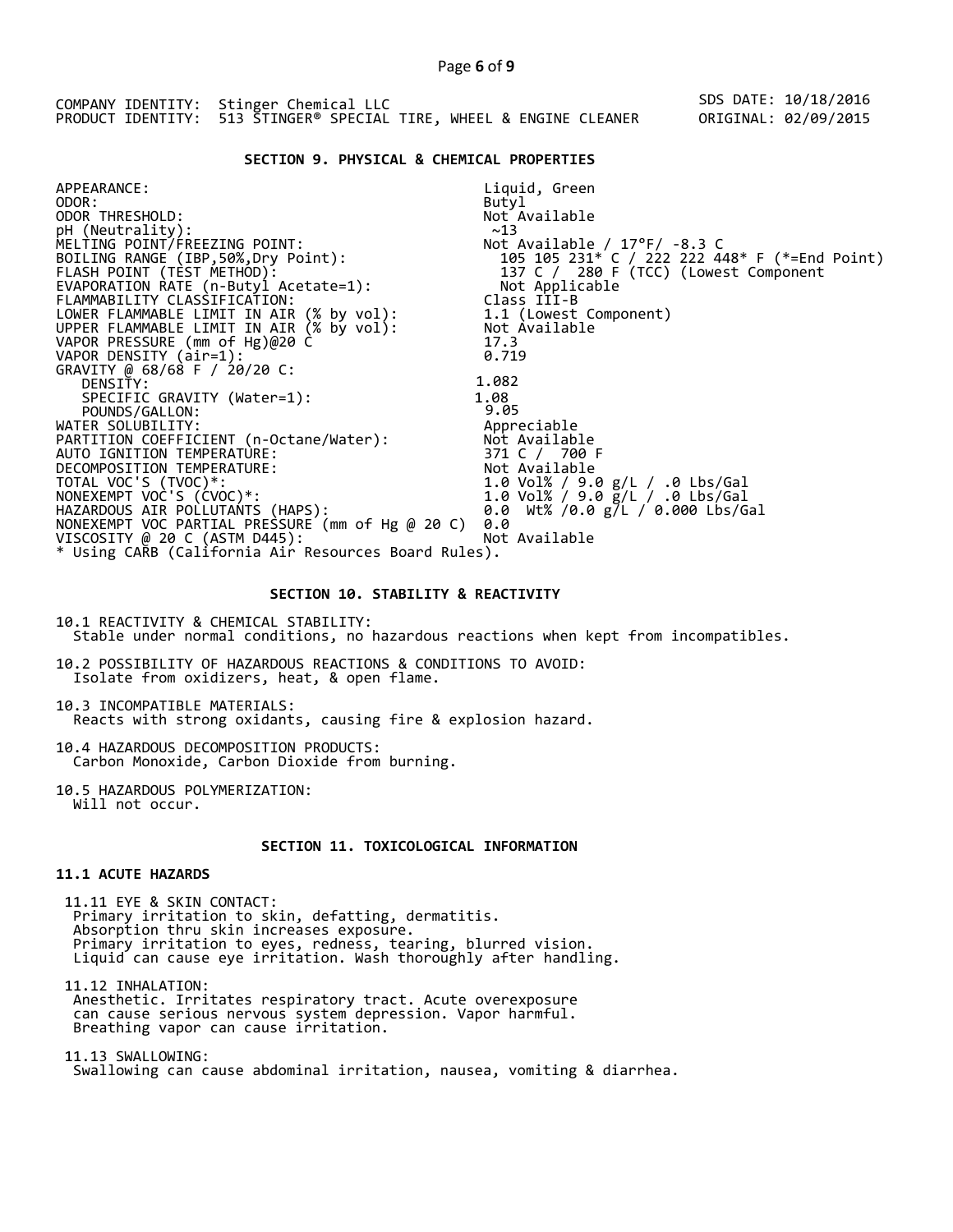COMPANY IDENTITY: Stinger Chemical LLC
PRODUCT IDENTITY: 513 STINGER® SPECIAL TIRE, WHEEL & ENGINE CLEANER

SDS DATE: 10/18/2016
ORIGINAL: 02/09/2015

## SECTION 9. PHYSICAL & CHEMICAL PROPERTIES

| | |
|---|---|
| APPEARANCE: | Liquid, Green |
| ODOR: | Butyl |
| ODOR THRESHOLD: | Not Available |
| pH (Neutrality): | ~13 |
| MELTING POINT/FREEZING POINT: | Not Available / 17°F/ -8.3 C |
| BOILING RANGE (IBP,50%,Dry Point): | 105 105 231* C / 222 222 448* F (*=End Point) |
| FLASH POINT (TEST METHOD): | 137 C / 280 F (TCC) (Lowest Component |
| EVAPORATION RATE (n-Butyl Acetate=1): | Not Applicable |
| FLAMMABILITY CLASSIFICATION: | Class III-B |
| LOWER FLAMMABLE LIMIT IN AIR (% by vol): | 1.1 (Lowest Component) |
| UPPER FLAMMABLE LIMIT IN AIR (% by vol): | Not Available |
| VAPOR PRESSURE (mm of Hg)@20 C | 17.3 |
| VAPOR DENSITY (air=1): | 0.719 |
| GRAVITY @ 68/68 F / 20/20 C: | |
| DENSITY: | 1.082 |
| SPECIFIC GRAVITY (Water=1): | 1.08 |
| POUNDS/GALLON: | 9.05 |
| WATER SOLUBILITY: | Appreciable |
| PARTITION COEFFICIENT (n-Octane/Water): | Not Available |
| AUTO IGNITION TEMPERATURE: | 371 C / 700 F |
| DECOMPOSITION TEMPERATURE: | Not Available |
| TOTAL VOC'S (TVOC)*: | 1.0 Vol% / 9.0 g/L / .0 Lbs/Gal |
| NONEXEMPT VOC'S (CVOC)*: | 1.0 Vol% / 9.0 g/L / .0 Lbs/Gal |
| HAZARDOUS AIR POLLUTANTS (HAPS): | 0.0 Wt% /0.0 g/L / 0.000 Lbs/Gal |
| NONEXEMPT VOC PARTIAL PRESSURE (mm of Hg @ 20 C) | 0.0 |
| VISCOSITY @ 20 C (ASTM D445): | Not Available |

* Using CARB (California Air Resources Board Rules).

## SECTION 10. STABILITY & REACTIVITY

10.1 REACTIVITY & CHEMICAL STABILITY:
Stable under normal conditions, no hazardous reactions when kept from incompatibles.

10.2 POSSIBILITY OF HAZARDOUS REACTIONS & CONDITIONS TO AVOID:
Isolate from oxidizers, heat, & open flame.

10.3 INCOMPATIBLE MATERIALS:
Reacts with strong oxidants, causing fire & explosion hazard.

10.4 HAZARDOUS DECOMPOSITION PRODUCTS:
Carbon Monoxide, Carbon Dioxide from burning.

10.5 HAZARDOUS POLYMERIZATION:
Will not occur.

## SECTION 11. TOXICOLOGICAL INFORMATION

### 11.1 ACUTE HAZARDS

11.11 EYE & SKIN CONTACT:
Primary irritation to skin, defatting, dermatitis.
Absorption thru skin increases exposure.
Primary irritation to eyes, redness, tearing, blurred vision.
Liquid can cause eye irritation. Wash thoroughly after handling.

11.12 INHALATION:
Anesthetic. Irritates respiratory tract. Acute overexposure can cause serious nervous system depression. Vapor harmful.
Breathing vapor can cause irritation.

11.13 SWALLOWING:
Swallowing can cause abdominal irritation, nausea, vomiting & diarrhea.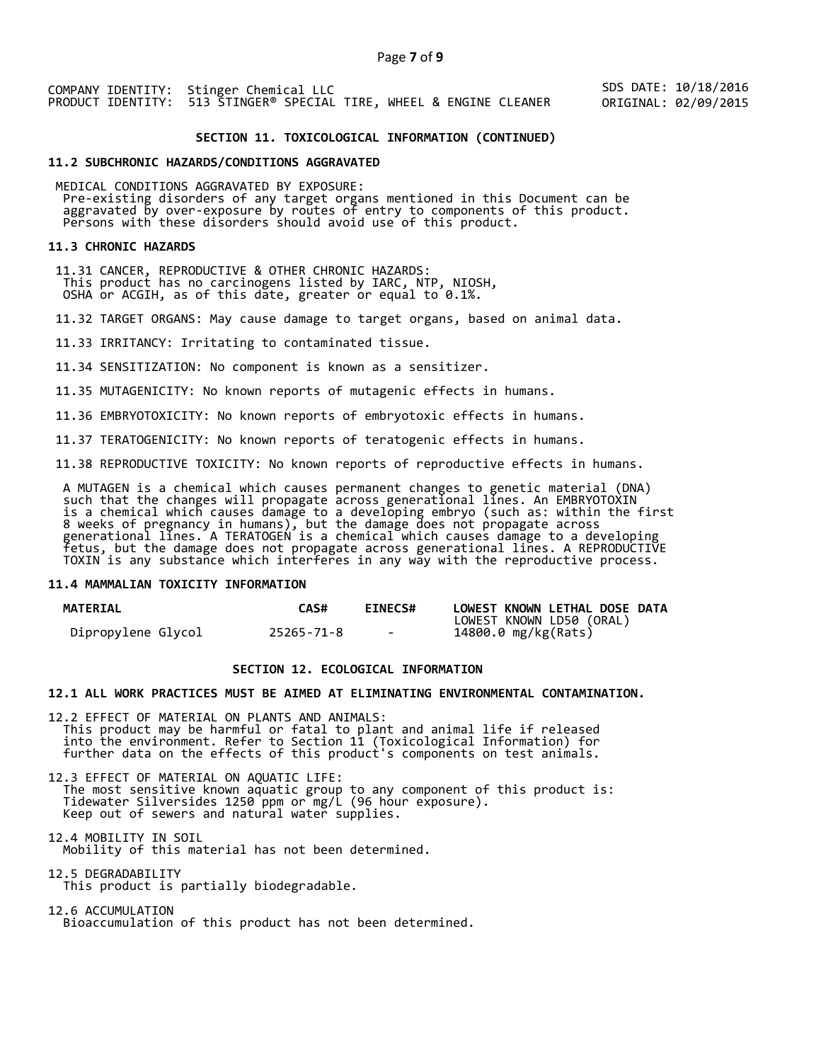## SECTION 11. TOXICOLOGICAL INFORMATION (CONTINUED)

### 11.2 SUBCHRONIC HAZARDS/CONDITIONS AGGRAVATED

MEDICAL CONDITIONS AGGRAVATED BY EXPOSURE:
Pre-existing disorders of any target organs mentioned in this Document can be aggravated by over-exposure by routes of entry to components of this product. Persons with these disorders should avoid use of this product.

### 11.3 CHRONIC HAZARDS

11.31 CANCER, REPRODUCTIVE & OTHER CHRONIC HAZARDS:
This product has no carcinogens listed by IARC, NTP, NIOSH, OSHA or ACGIH, as of this date, greater or equal to 0.1%.

11.32 TARGET ORGANS: May cause damage to target organs, based on animal data.

11.33 IRRITANCY: Irritating to contaminated tissue.

11.34 SENSITIZATION: No component is known as a sensitizer.

11.35 MUTAGENICITY: No known reports of mutagenic effects in humans.

11.36 EMBRYOTOXICITY: No known reports of embryotoxic effects in humans.

11.37 TERATOGENICITY: No known reports of teratogenic effects in humans.

11.38 REPRODUCTIVE TOXICITY: No known reports of reproductive effects in humans.

A MUTAGEN is a chemical which causes permanent changes to genetic material (DNA) such that the changes will propagate across generational lines. An EMBRYOTOXIN is a chemical which causes damage to a developing embryo (such as: within the first 8 weeks of pregnancy in humans), but the damage does not propagate across generational lines. A TERATOGEN is a chemical which causes damage to a developing fetus, but the damage does not propagate across generational lines. A REPRODUCTIVE TOXIN is any substance which interferes in any way with the reproductive process.

### 11.4 MAMMALIAN TOXICITY INFORMATION

| MATERIAL | CAS# | EINECS# | LOWEST KNOWN LETHAL DOSE DATA<br>LOWEST KNOWN LD50 (ORAL) |
|---|---|---|---|
| Dipropylene Glycol | 25265-71-8 | - | 14800.0 mg/kg(Rats) |

## SECTION 12. ECOLOGICAL INFORMATION

### 12.1 ALL WORK PRACTICES MUST BE AIMED AT ELIMINATING ENVIRONMENTAL CONTAMINATION.

12.2 EFFECT OF MATERIAL ON PLANTS AND ANIMALS:
This product may be harmful or fatal to plant and animal life if released into the environment. Refer to Section 11 (Toxicological Information) for further data on the effects of this product's components on test animals.

12.3 EFFECT OF MATERIAL ON AQUATIC LIFE:
The most sensitive known aquatic group to any component of this product is: Tidewater Silversides 1250 ppm or mg/L (96 hour exposure).
Keep out of sewers and natural water supplies.

12.4 MOBILITY IN SOIL
Mobility of this material has not been determined.

12.5 DEGRADABILITY
This product is partially biodegradable.

12.6 ACCUMULATION
Bioaccumulation of this product has not been determined.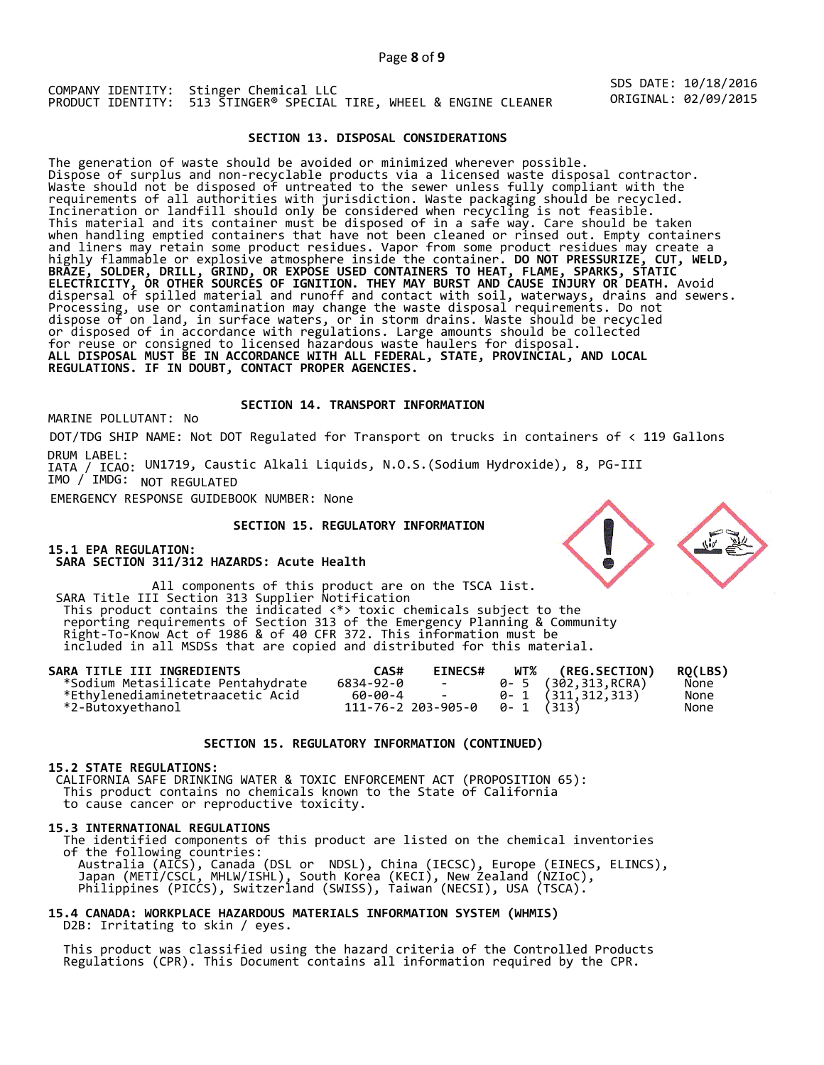COMPANY IDENTITY: Stinger Chemical LLC
PRODUCT IDENTITY: 513 STINGER® SPECIAL TIRE, WHEEL & ENGINE CLEANER

SDS DATE: 10/18/2016
ORIGINAL: 02/09/2015

## SECTION 13. DISPOSAL CONSIDERATIONS

The generation of waste should be avoided or minimized wherever possible. Dispose of surplus and non-recyclable products via a licensed waste disposal contractor. Waste should not be disposed of untreated to the sewer unless fully compliant with the requirements of all authorities with jurisdiction. Waste packaging should be recycled. Incineration or landfill should only be considered when recycling is not feasible. This material and its container must be disposed of in a safe way. Care should be taken when handling emptied containers that have not been cleaned or rinsed out. Empty containers and liners may retain some product residues. Vapor from some product residues may create a highly flammable or explosive atmosphere inside the container. **DO NOT PRESSURIZE, CUT, WELD, BRAZE, SOLDER, DRILL, GRIND, OR EXPOSE USED CONTAINERS TO HEAT, FLAME, SPARKS, STATIC ELECTRICITY, OR OTHER SOURCES OF IGNITION. THEY MAY BURST AND CAUSE INJURY OR DEATH.** Avoid dispersal of spilled material and runoff and contact with soil, waterways, drains and sewers. Processing, use or contamination may change the waste disposal requirements. Do not dispose of on land, in surface waters, or in storm drains. Waste should be recycled or disposed of in accordance with regulations. Large amounts should be collected for reuse or consigned to licensed hazardous waste haulers for disposal.
**ALL DISPOSAL MUST BE IN ACCORDANCE WITH ALL FEDERAL, STATE, PROVINCIAL, AND LOCAL REGULATIONS. IF IN DOUBT, CONTACT PROPER AGENCIES.**

## SECTION 14. TRANSPORT INFORMATION

MARINE POLLUTANT: No

DOT/TDG SHIP NAME: Not DOT Regulated for Transport on trucks in containers of < 119 Gallons

DRUM LABEL:
IATA / ICAO: UN1719, Caustic Alkali Liquids, N.O.S.(Sodium Hydroxide), 8, PG-III

IMO / IMDG: NOT REGULATED

EMERGENCY RESPONSE GUIDEBOOK NUMBER: None

## SECTION 15. REGULATORY INFORMATION

**15.1 EPA REGULATION:**
**SARA SECTION 311/312 HAZARDS: Acute Health**

All components of this product are on the TSCA list.
SARA Title III Section 313 Supplier Notification
This product contains the indicated <*> toxic chemicals subject to the reporting requirements of Section 313 of the Emergency Planning & Community Right-To-Know Act of 1986 & of 40 CFR 372. This information must be included in all MSDSs that are copied and distributed for this material.

| SARA TITLE III INGREDIENTS | CAS# | EINECS# | WT% | (REG.SECTION) | RQ(LBS) |
|---|---|---|---|---|---|
| *Sodium Metasilicate Pentahydrate | 6834-92-0 | - | 0- 5 | (302,313,RCRA) | None |
| *Ethylenediaminetetraacetic Acid | 60-00-4 | - | 0- 1 | (311,312,313) | None |
| *2-Butoxyethanol | 111-76-2 | 203-905-0 | 0- 1 | (313) | None |

## SECTION 15. REGULATORY INFORMATION (CONTINUED)

**15.2 STATE REGULATIONS:**
CALIFORNIA SAFE DRINKING WATER & TOXIC ENFORCEMENT ACT (PROPOSITION 65):
This product contains no chemicals known to the State of California to cause cancer or reproductive toxicity.

**15.3 INTERNATIONAL REGULATIONS**
The identified components of this product are listed on the chemical inventories of the following countries:
Australia (AICS), Canada (DSL or NDSL), China (IECSC), Europe (EINECS, ELINCS), Japan (METI/CSCL, MHLW/ISHL), South Korea (KECI), New Zealand (NZIoC), Philippines (PICCS), Switzerland (SWISS), Taiwan (NECSI), USA (TSCA).

**15.4 CANADA: WORKPLACE HAZARDOUS MATERIALS INFORMATION SYSTEM (WHMIS)**
D2B: Irritating to skin / eyes.

This product was classified using the hazard criteria of the Controlled Products Regulations (CPR). This Document contains all information required by the CPR.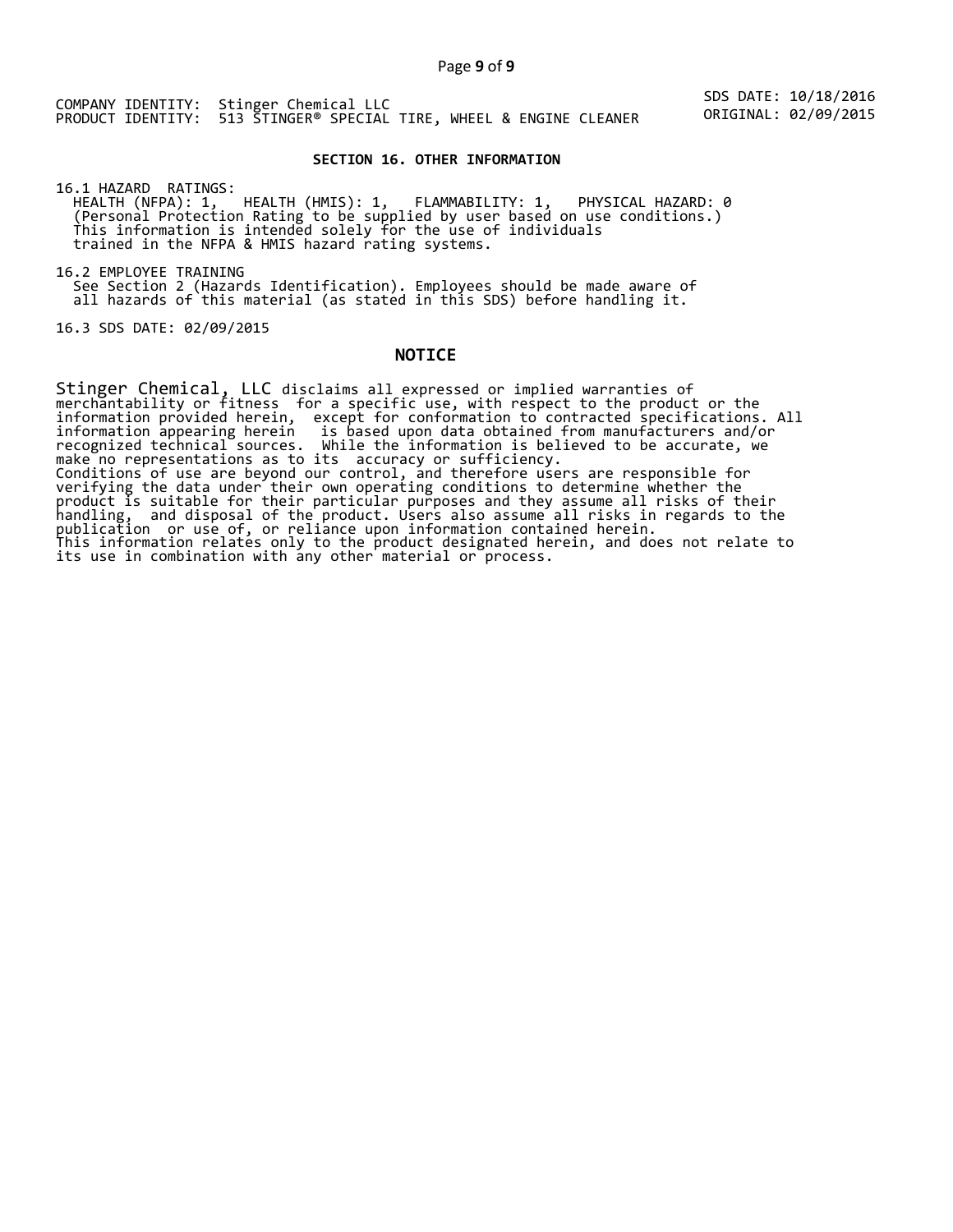COMPANY IDENTITY: Stinger Chemical LLC
PRODUCT IDENTITY: 513 STINGER® SPECIAL TIRE, WHEEL & ENGINE CLEANER

SDS DATE: 10/18/2016
ORIGINAL: 02/09/2015

### SECTION 16. OTHER INFORMATION

16.1 HAZARD RATINGS:
HEALTH (NFPA): 1, HEALTH (HMIS): 1, FLAMMABILITY: 1, PHYSICAL HAZARD: 0
(Personal Protection Rating to be supplied by user based on use conditions.)
This information is intended solely for the use of individuals trained in the NFPA & HMIS hazard rating systems.

16.2 EMPLOYEE TRAINING
See Section 2 (Hazards Identification). Employees should be made aware of all hazards of this material (as stated in this SDS) before handling it.

16.3 SDS DATE: 02/09/2015

### NOTICE

Stinger Chemical, LLC disclaims all expressed or implied warranties of merchantability or fitness for a specific use, with respect to the product or the information provided herein, except for conformation to contracted specifications. All information appearing herein is based upon data obtained from manufacturers and/or recognized technical sources. While the information is believed to be accurate, we make no representations as to its accuracy or sufficiency.
Conditions of use are beyond our control, and therefore users are responsible for verifying the data under their own operating conditions to determine whether the product is suitable for their particular purposes and they assume all risks of their handling, and disposal of the product. Users also assume all risks in regards to the publication or use of, or reliance upon information contained herein.
This information relates only to the product designated herein, and does not relate to its use in combination with any other material or process.